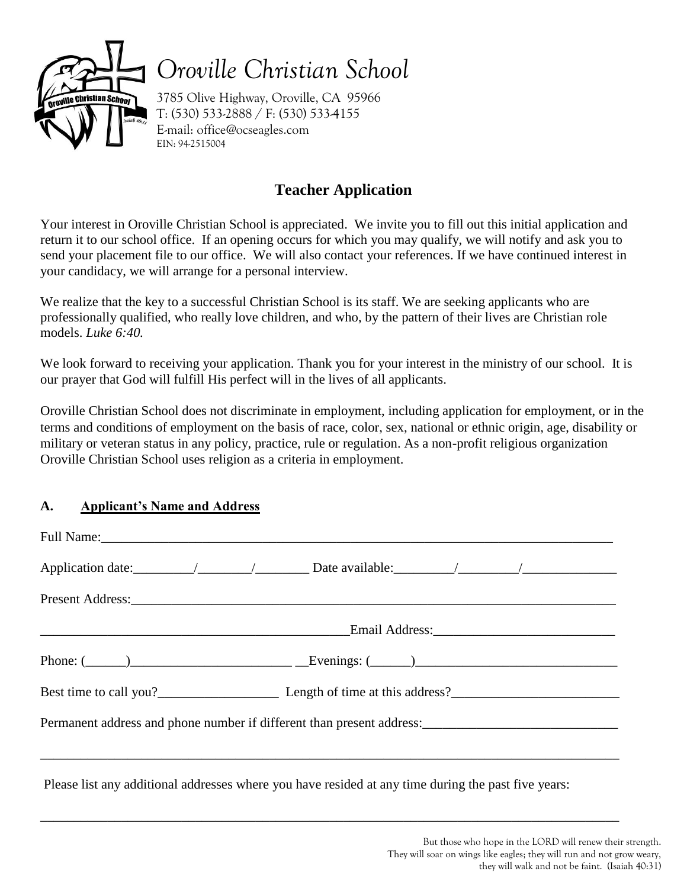# Oroville Christian School

3785 Olive Highway, Oroville, CA 95966
T: (530) 533-2888 / F: (530) 533-4155
E-mail: office@ocseagles.com
EIN: 94-2515004

## Teacher Application

Your interest in Oroville Christian School is appreciated. We invite you to fill out this initial application and return it to our school office. If an opening occurs for which you may qualify, we will notify and ask you to send your placement file to our office. We will also contact your references. If we have continued interest in your candidacy, we will arrange for a personal interview.

We realize that the key to a successful Christian School is its staff. We are seeking applicants who are professionally qualified, who really love children, and who, by the pattern of their lives are Christian role models. *Luke 6:40.*

We look forward to receiving your application. Thank you for your interest in the ministry of our school. It is our prayer that God will fulfill His perfect will in the lives of all applicants.

Oroville Christian School does not discriminate in employment, including application for employment, or in the terms and conditions of employment on the basis of race, color, sex, national or ethnic origin, age, disability or military or veteran status in any policy, practice, rule or regulation. As a non-profit religious organization Oroville Christian School uses religion as a criteria in employment.

### A. Applicant's Name and Address

Full Name:_______________________________________________________________________________

Application date:_________/________/________ Date available:_________/_________/______________

Present Address:___________________________________________________________________________

_______________________________________________Email Address:___________________________

Phone: (______)________________________ __Evenings: (______)______________________________

Best time to call you?__________________ Length of time at this address?_________________________

Permanent address and phone number if different than present address:_____________________________

_____________________________________________________________________________________________

Please list any additional addresses where you have resided at any time during the past five years:

_____________________________________________________________________________________________

But those who hope in the LORD will renew their strength.
They will soar on wings like eagles; they will run and not grow weary,
they will walk and not be faint. (Isaiah 40:31)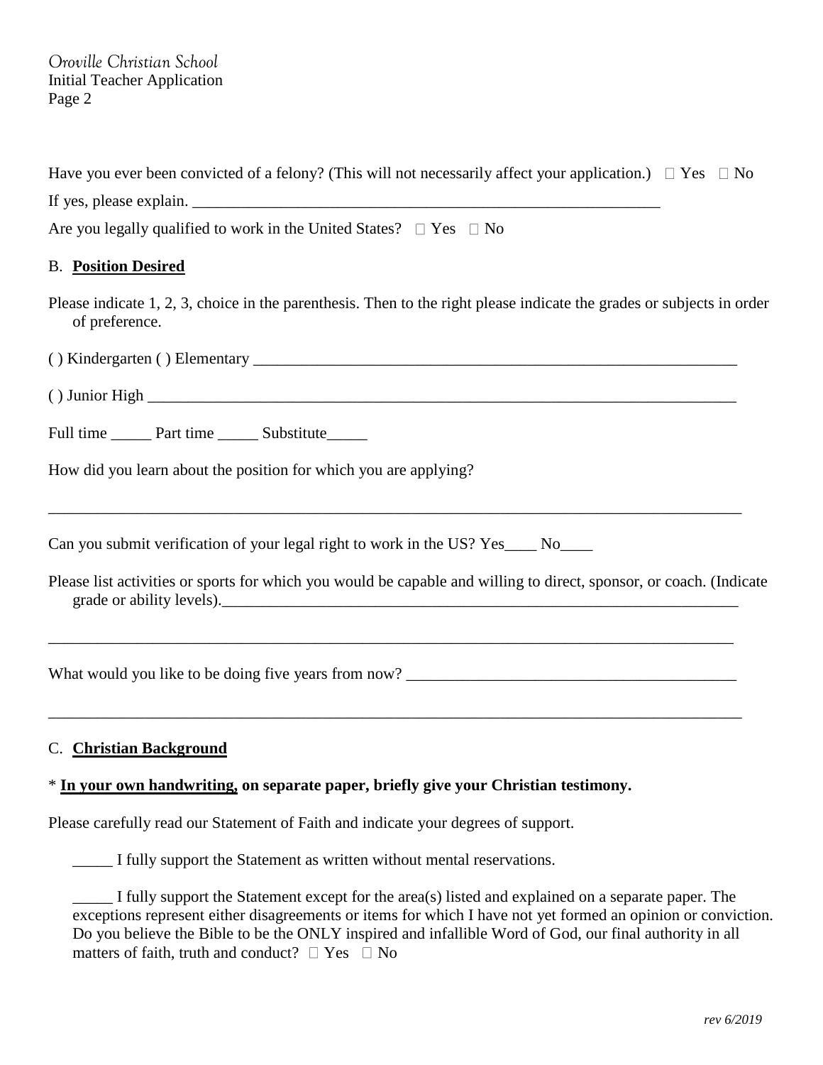Have you ever been convicted of a felony? (This will not necessarily affect your application.) ☐ Yes ☐ No

If yes, please explain. ___________________________________________________________

Are you legally qualified to work in the United States? ☐ Yes ☐ No

B. **Position Desired**

Please indicate 1, 2, 3, choice in the parenthesis. Then to the right please indicate the grades or subjects in order of preference.

( ) Kindergarten ( ) Elementary _______________________________________________________________

( ) Junior High ___________________________________________________________________________

Full time _____ Part time _____ Substitute_____

How did you learn about the position for which you are applying?

_______________________________________________________________________________________

Can you submit verification of your legal right to work in the US? Yes____ No____

Please list activities or sports for which you would be capable and willing to direct, sponsor, or coach. (Indicate grade or ability levels).____________________________________________________________________

_______________________________________________________________________________________

What would you like to be doing five years from now? __________________________________________

_______________________________________________________________________________________

C. **Christian Background**

\* **In your own handwriting, on separate paper, briefly give your Christian testimony.**

Please carefully read our Statement of Faith and indicate your degrees of support.

_____ I fully support the Statement as written without mental reservations.

_____ I fully support the Statement except for the area(s) listed and explained on a separate paper. The exceptions represent either disagreements or items for which I have not yet formed an opinion or conviction. Do you believe the Bible to be the ONLY inspired and infallible Word of God, our final authority in all matters of faith, truth and conduct? ☐ Yes ☐ No

*rev 6/2019*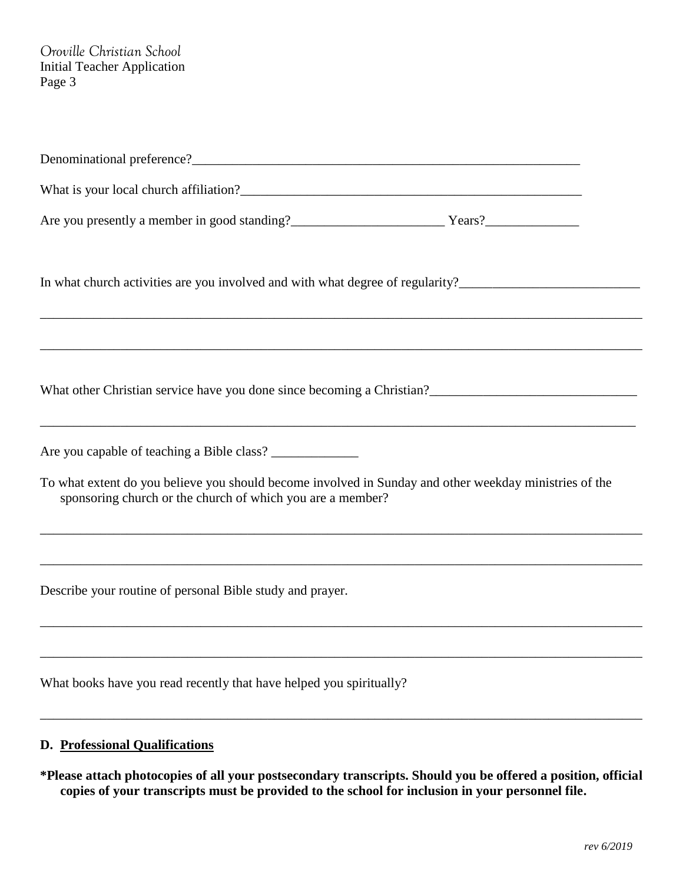Denominational preference?\_\_\_\_\_\_\_\_\_\_\_\_\_\_\_\_\_\_\_\_\_\_\_\_\_\_\_\_\_\_\_\_\_\_\_\_\_\_\_\_\_\_\_\_\_\_\_\_\_\_\_\_\_\_\_\_\_\_\_\_

What is your local church affiliation?\_\_\_\_\_\_\_\_\_\_\_\_\_\_\_\_\_\_\_\_\_\_\_\_\_\_\_\_\_\_\_\_\_\_\_\_\_\_\_\_\_\_\_\_\_\_\_\_\_\_\_\_

Are you presently a member in good standing?\_\_\_\_\_\_\_\_\_\_\_\_\_\_\_\_\_\_\_\_\_\_\_ Years?\_\_\_\_\_\_\_\_\_\_\_\_\_\_

In what church activities are you involved and with what degree of regularity?\_\_\_\_\_\_\_\_\_\_\_\_\_\_\_\_\_\_\_\_\_\_\_\_\_\_\_

\_\_\_\_\_\_\_\_\_\_\_\_\_\_\_\_\_\_\_\_\_\_\_\_\_\_\_\_\_\_\_\_\_\_\_\_\_\_\_\_\_\_\_\_\_\_\_\_\_\_\_\_\_\_\_\_\_\_\_\_\_\_\_\_\_\_\_\_\_\_\_\_\_\_\_\_\_\_\_\_\_\_\_\_\_\_\_\_\_\_

\_\_\_\_\_\_\_\_\_\_\_\_\_\_\_\_\_\_\_\_\_\_\_\_\_\_\_\_\_\_\_\_\_\_\_\_\_\_\_\_\_\_\_\_\_\_\_\_\_\_\_\_\_\_\_\_\_\_\_\_\_\_\_\_\_\_\_\_\_\_\_\_\_\_\_\_\_\_\_\_\_\_\_\_\_\_\_\_\_\_

What other Christian service have you done since becoming a Christian?\_\_\_\_\_\_\_\_\_\_\_\_\_\_\_\_\_\_\_\_\_\_\_\_\_\_\_\_\_\_\_

\_\_\_\_\_\_\_\_\_\_\_\_\_\_\_\_\_\_\_\_\_\_\_\_\_\_\_\_\_\_\_\_\_\_\_\_\_\_\_\_\_\_\_\_\_\_\_\_\_\_\_\_\_\_\_\_\_\_\_\_\_\_\_\_\_\_\_\_\_\_\_\_\_\_\_\_\_\_\_\_\_\_\_\_\_\_\_\_\_

Are you capable of teaching a Bible class? \_\_\_\_\_\_\_\_\_\_\_\_\_

To what extent do you believe you should become involved in Sunday and other weekday ministries of the sponsoring church or the church of which you are a member?

\_\_\_\_\_\_\_\_\_\_\_\_\_\_\_\_\_\_\_\_\_\_\_\_\_\_\_\_\_\_\_\_\_\_\_\_\_\_\_\_\_\_\_\_\_\_\_\_\_\_\_\_\_\_\_\_\_\_\_\_\_\_\_\_\_\_\_\_\_\_\_\_\_\_\_\_\_\_\_\_\_\_\_\_\_\_\_\_\_\_

\_\_\_\_\_\_\_\_\_\_\_\_\_\_\_\_\_\_\_\_\_\_\_\_\_\_\_\_\_\_\_\_\_\_\_\_\_\_\_\_\_\_\_\_\_\_\_\_\_\_\_\_\_\_\_\_\_\_\_\_\_\_\_\_\_\_\_\_\_\_\_\_\_\_\_\_\_\_\_\_\_\_\_\_\_\_\_\_\_\_

Describe your routine of personal Bible study and prayer.

\_\_\_\_\_\_\_\_\_\_\_\_\_\_\_\_\_\_\_\_\_\_\_\_\_\_\_\_\_\_\_\_\_\_\_\_\_\_\_\_\_\_\_\_\_\_\_\_\_\_\_\_\_\_\_\_\_\_\_\_\_\_\_\_\_\_\_\_\_\_\_\_\_\_\_\_\_\_\_\_\_\_\_\_\_\_\_\_\_\_

\_\_\_\_\_\_\_\_\_\_\_\_\_\_\_\_\_\_\_\_\_\_\_\_\_\_\_\_\_\_\_\_\_\_\_\_\_\_\_\_\_\_\_\_\_\_\_\_\_\_\_\_\_\_\_\_\_\_\_\_\_\_\_\_\_\_\_\_\_\_\_\_\_\_\_\_\_\_\_\_\_\_\_\_\_\_\_\_\_\_

What books have you read recently that have helped you spiritually?

\_\_\_\_\_\_\_\_\_\_\_\_\_\_\_\_\_\_\_\_\_\_\_\_\_\_\_\_\_\_\_\_\_\_\_\_\_\_\_\_\_\_\_\_\_\_\_\_\_\_\_\_\_\_\_\_\_\_\_\_\_\_\_\_\_\_\_\_\_\_\_\_\_\_\_\_\_\_\_\_\_\_\_\_\_\_\_\_\_\_

## D. Professional Qualifications

**\*Please attach photocopies of all your postsecondary transcripts. Should you be offered a position, official copies of your transcripts must be provided to the school for inclusion in your personnel file.**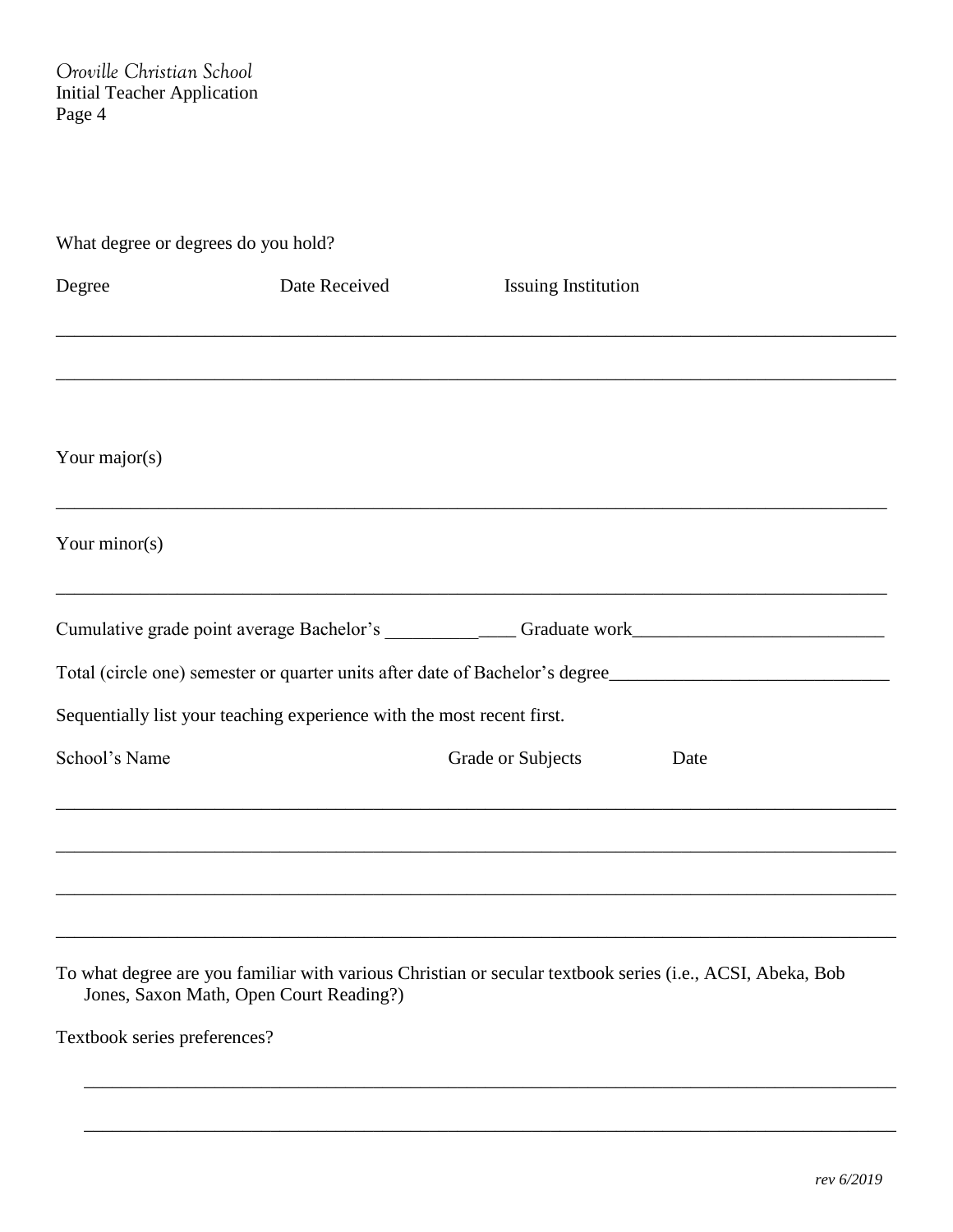What degree or degrees do you hold?

Degree Date Received Issuing Institution

\_\_\_\_\_\_\_\_\_\_\_\_\_\_\_\_\_\_\_\_\_\_\_\_\_\_\_\_\_\_\_\_\_\_\_\_\_\_\_\_\_\_\_\_\_\_\_\_\_\_\_\_\_\_\_\_\_\_\_\_\_\_\_\_\_\_\_\_\_\_\_\_\_\_\_\_\_\_\_\_\_\_\_\_\_\_\_\_

\_\_\_\_\_\_\_\_\_\_\_\_\_\_\_\_\_\_\_\_\_\_\_\_\_\_\_\_\_\_\_\_\_\_\_\_\_\_\_\_\_\_\_\_\_\_\_\_\_\_\_\_\_\_\_\_\_\_\_\_\_\_\_\_\_\_\_\_\_\_\_\_\_\_\_\_\_\_\_\_\_\_\_\_\_\_\_\_

Your major(s)

\_\_\_\_\_\_\_\_\_\_\_\_\_\_\_\_\_\_\_\_\_\_\_\_\_\_\_\_\_\_\_\_\_\_\_\_\_\_\_\_\_\_\_\_\_\_\_\_\_\_\_\_\_\_\_\_\_\_\_\_\_\_\_\_\_\_\_\_\_\_\_\_\_\_\_\_\_\_\_\_\_\_\_\_\_\_\_\_

Your minor(s)

\_\_\_\_\_\_\_\_\_\_\_\_\_\_\_\_\_\_\_\_\_\_\_\_\_\_\_\_\_\_\_\_\_\_\_\_\_\_\_\_\_\_\_\_\_\_\_\_\_\_\_\_\_\_\_\_\_\_\_\_\_\_\_\_\_\_\_\_\_\_\_\_\_\_\_\_\_\_\_\_\_\_\_\_\_\_\_\_

Cumulative grade point average Bachelor's \_\_\_\_\_\_\_\_\_\_\_\_\_\_ Graduate work\_\_\_\_\_\_\_\_\_\_\_\_\_\_\_\_\_\_\_\_\_\_\_\_\_\_\_

Total (circle one) semester or quarter units after date of Bachelor's degree\_\_\_\_\_\_\_\_\_\_\_\_\_\_\_\_\_\_\_\_\_\_\_\_\_\_\_\_\_\_

Sequentially list your teaching experience with the most recent first.

School's Name Grade or Subjects Date

\_\_\_\_\_\_\_\_\_\_\_\_\_\_\_\_\_\_\_\_\_\_\_\_\_\_\_\_\_\_\_\_\_\_\_\_\_\_\_\_\_\_\_\_\_\_\_\_\_\_\_\_\_\_\_\_\_\_\_\_\_\_\_\_\_\_\_\_\_\_\_\_\_\_\_\_\_\_\_\_\_\_\_\_\_\_\_\_

\_\_\_\_\_\_\_\_\_\_\_\_\_\_\_\_\_\_\_\_\_\_\_\_\_\_\_\_\_\_\_\_\_\_\_\_\_\_\_\_\_\_\_\_\_\_\_\_\_\_\_\_\_\_\_\_\_\_\_\_\_\_\_\_\_\_\_\_\_\_\_\_\_\_\_\_\_\_\_\_\_\_\_\_\_\_\_\_

\_\_\_\_\_\_\_\_\_\_\_\_\_\_\_\_\_\_\_\_\_\_\_\_\_\_\_\_\_\_\_\_\_\_\_\_\_\_\_\_\_\_\_\_\_\_\_\_\_\_\_\_\_\_\_\_\_\_\_\_\_\_\_\_\_\_\_\_\_\_\_\_\_\_\_\_\_\_\_\_\_\_\_\_\_\_\_\_

\_\_\_\_\_\_\_\_\_\_\_\_\_\_\_\_\_\_\_\_\_\_\_\_\_\_\_\_\_\_\_\_\_\_\_\_\_\_\_\_\_\_\_\_\_\_\_\_\_\_\_\_\_\_\_\_\_\_\_\_\_\_\_\_\_\_\_\_\_\_\_\_\_\_\_\_\_\_\_\_\_\_\_\_\_\_\_\_

To what degree are you familiar with various Christian or secular textbook series (i.e., ACSI, Abeka, Bob Jones, Saxon Math, Open Court Reading?)

Textbook series preferences?

\_\_\_\_\_\_\_\_\_\_\_\_\_\_\_\_\_\_\_\_\_\_\_\_\_\_\_\_\_\_\_\_\_\_\_\_\_\_\_\_\_\_\_\_\_\_\_\_\_\_\_\_\_\_\_\_\_\_\_\_\_\_\_\_\_\_\_\_\_\_\_\_\_\_\_\_\_\_\_\_\_\_\_\_\_\_

\_\_\_\_\_\_\_\_\_\_\_\_\_\_\_\_\_\_\_\_\_\_\_\_\_\_\_\_\_\_\_\_\_\_\_\_\_\_\_\_\_\_\_\_\_\_\_\_\_\_\_\_\_\_\_\_\_\_\_\_\_\_\_\_\_\_\_\_\_\_\_\_\_\_\_\_\_\_\_\_\_\_\_\_\_\_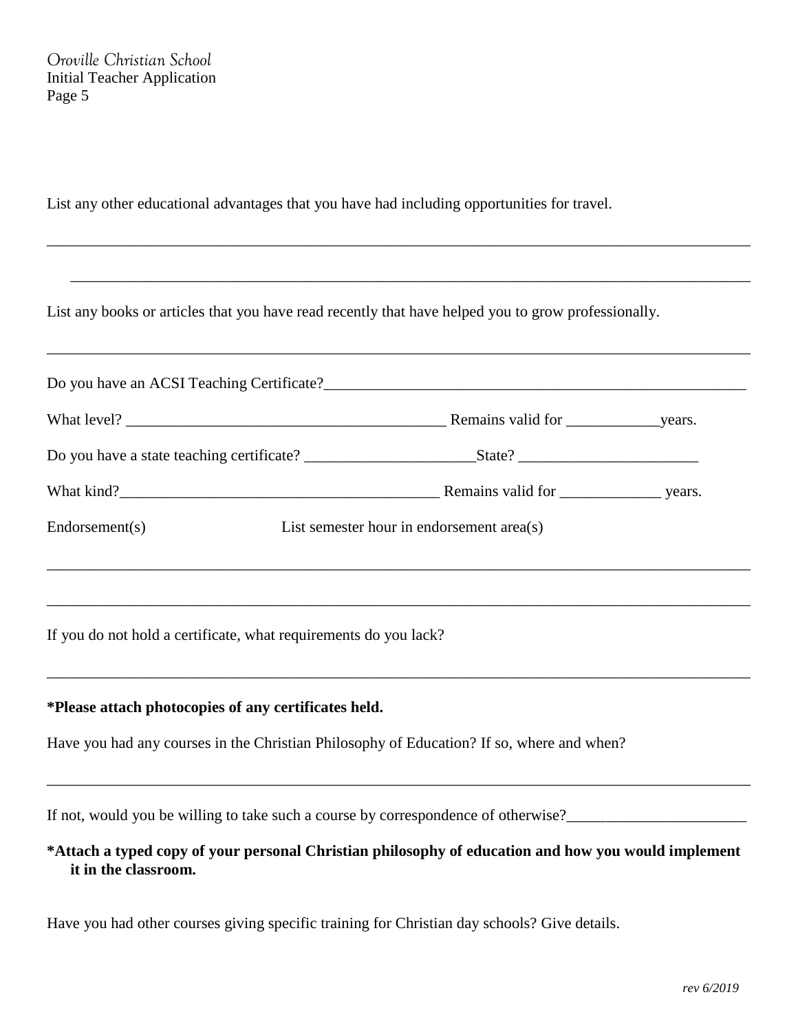List any other educational advantages that you have had including opportunities for travel.

_____________________________________________________________________________________

_____________________________________________________________________________________

List any books or articles that you have read recently that have helped you to grow professionally.

_____________________________________________________________________________________

Do you have an ACSI Teaching Certificate?_______________________________________________________

What level? _________________________________________ Remains valid for ____________years.

Do you have a state teaching certificate? ______________________State? _______________________

What kind?_________________________________________ Remains valid for _____________ years.

Endorsement(s)                    List semester hour in endorsement area(s)

_____________________________________________________________________________________

_____________________________________________________________________________________

If you do not hold a certificate, what requirements do you lack?

_____________________________________________________________________________________

**\*Please attach photocopies of any certificates held.**

Have you had any courses in the Christian Philosophy of Education? If so, where and when?

_____________________________________________________________________________________

If not, would you be willing to take such a course by correspondence of otherwise?_______________________

**\*Attach a typed copy of your personal Christian philosophy of education and how you would implement it in the classroom.**

Have you had other courses giving specific training for Christian day schools? Give details.

*rev 6/2019*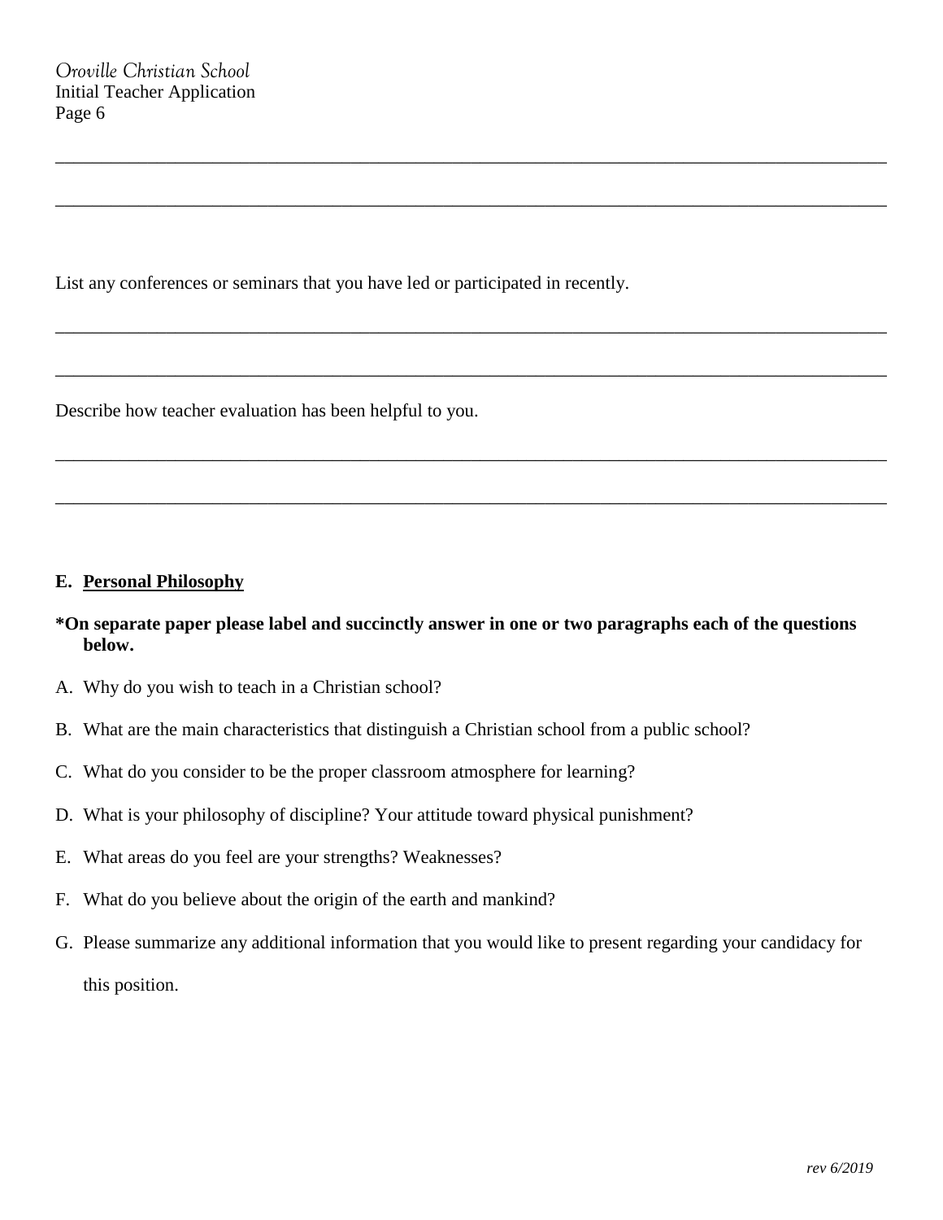List any conferences or seminars that you have led or participated in recently.

Describe how teacher evaluation has been helpful to you.

**E. Personal Philosophy**

**\*On separate paper please label and succinctly answer in one or two paragraphs each of the questions below.**

A. Why do you wish to teach in a Christian school?

B. What are the main characteristics that distinguish a Christian school from a public school?

C. What do you consider to be the proper classroom atmosphere for learning?

D. What is your philosophy of discipline? Your attitude toward physical punishment?

E. What areas do you feel are your strengths? Weaknesses?

F. What do you believe about the origin of the earth and mankind?

G. Please summarize any additional information that you would like to present regarding your candidacy for this position.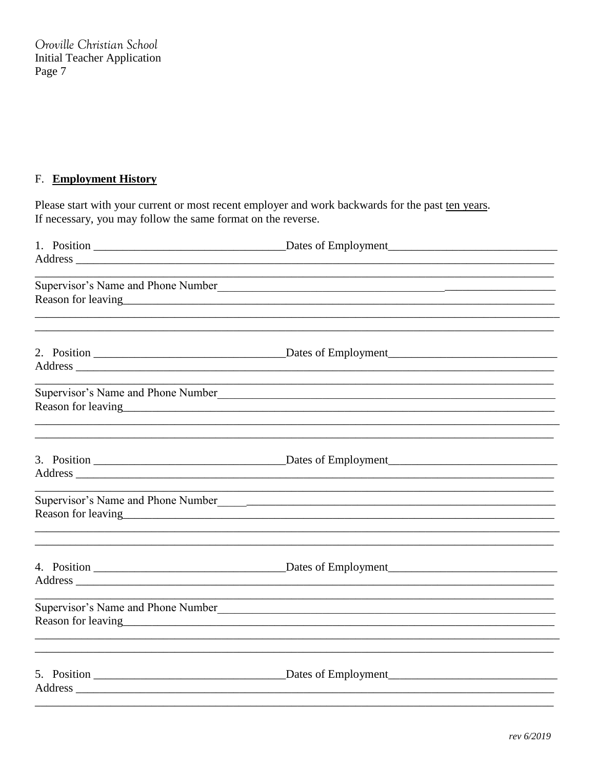## F. **Employment History**

Please start with your current or most recent employer and work backwards for the past ten years. If necessary, you may follow the same format on the reverse.

1. Position ________________________________Dates of Employment____________________________
Address ____________________________________________________________________________________
____________________________________________________________________________________________
Supervisor's Name and Phone Number__________________________________________________________
Reason for leaving__________________________________________________________________________
____________________________________________________________________________________________
____________________________________________________________________________________________

2. Position ________________________________Dates of Employment____________________________
Address ____________________________________________________________________________________
____________________________________________________________________________________________
Supervisor's Name and Phone Number__________________________________________________________
Reason for leaving__________________________________________________________________________
____________________________________________________________________________________________
____________________________________________________________________________________________

3. Position ________________________________Dates of Employment____________________________
Address ____________________________________________________________________________________
____________________________________________________________________________________________
Supervisor's Name and Phone Number__________________________________________________________
Reason for leaving__________________________________________________________________________
____________________________________________________________________________________________
____________________________________________________________________________________________

4. Position ________________________________Dates of Employment____________________________
Address ____________________________________________________________________________________
____________________________________________________________________________________________
Supervisor's Name and Phone Number__________________________________________________________
Reason for leaving__________________________________________________________________________
____________________________________________________________________________________________
____________________________________________________________________________________________

5. Position ________________________________Dates of Employment____________________________
Address ____________________________________________________________________________________
____________________________________________________________________________________________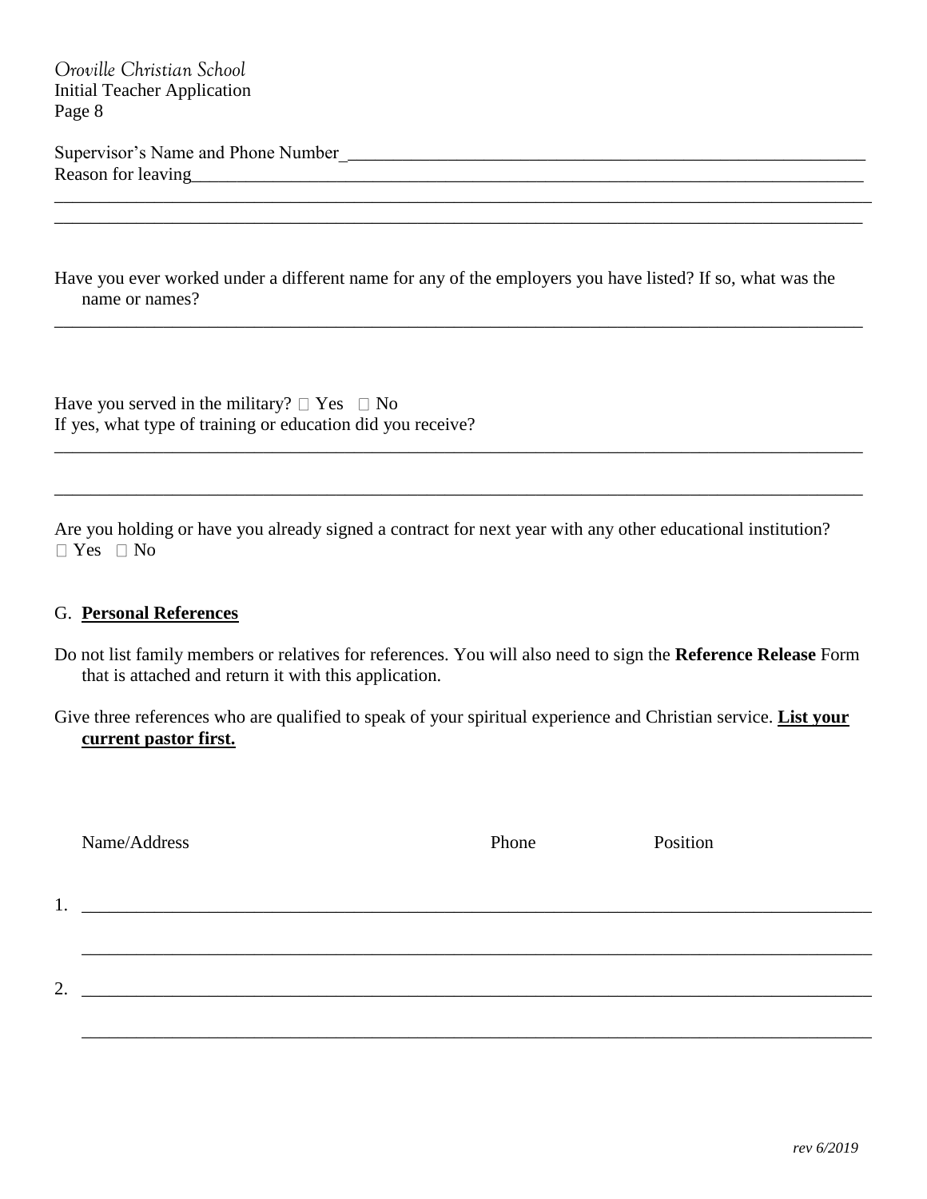Supervisor's Name and Phone Number_______________________________________________________________

Reason for leaving_______________________________________________________________________________

_________________________________________________________________________________________________

_________________________________________________________________________________________________

Have you ever worked under a different name for any of the employers you have listed? If so, what was the name or names?

_________________________________________________________________________________________________

Have you served in the military? ☐ Yes ☐ No

If yes, what type of training or education did you receive?

_________________________________________________________________________________________________

_________________________________________________________________________________________________

Are you holding or have you already signed a contract for next year with any other educational institution?

☐ Yes ☐ No

## G. **Personal References**

Do not list family members or relatives for references. You will also need to sign the **Reference Release** Form that is attached and return it with this application.

Give three references who are qualified to speak of your spiritual experience and Christian service. **List your current pastor first.**

| Name/Address | Phone | Position |
|---|---|---|
| 1. | | |
| | | |
| 2. | | |
| | | |

*rev 6/2019*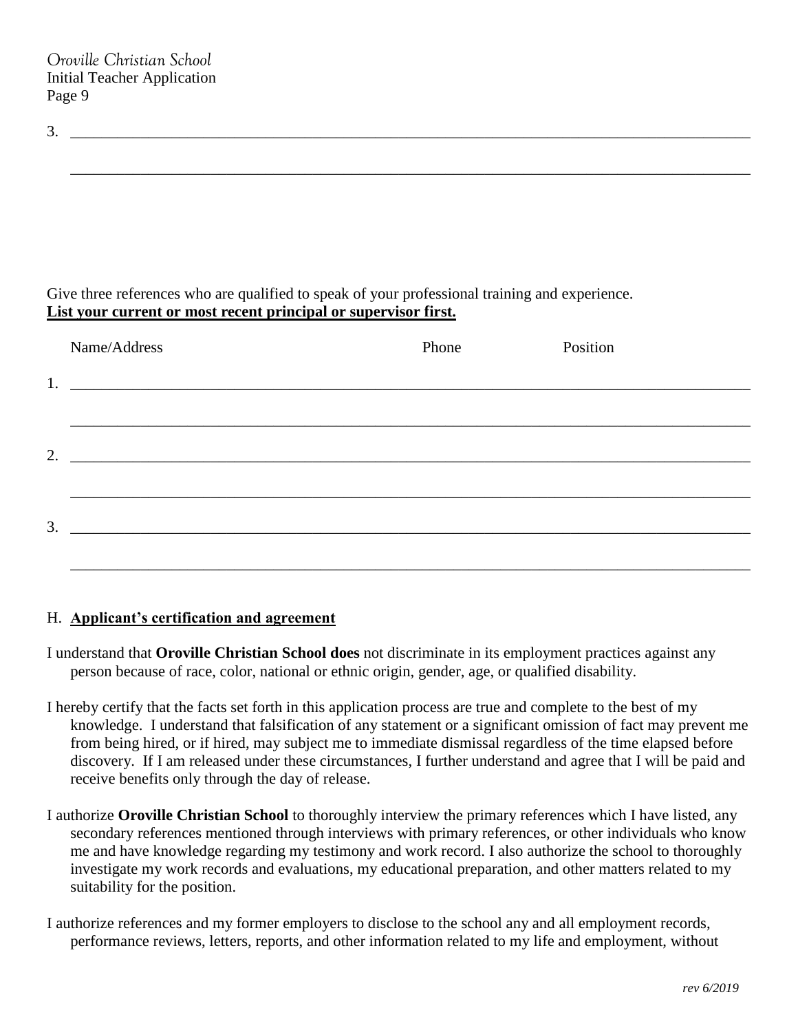3. ______________________________________________________________________________

______________________________________________________________________________

Give three references who are qualified to speak of your professional training and experience.
**List your current or most recent principal or supervisor first.**

| Name/Address | Phone | Position |
|---|---|---|
| 1. | | |
| 2. | | |
| 3. | | |

H. **Applicant's certification and agreement**

I understand that **Oroville Christian School does** not discriminate in its employment practices against any person because of race, color, national or ethnic origin, gender, age, or qualified disability.

I hereby certify that the facts set forth in this application process are true and complete to the best of my knowledge. I understand that falsification of any statement or a significant omission of fact may prevent me from being hired, or if hired, may subject me to immediate dismissal regardless of the time elapsed before discovery. If I am released under these circumstances, I further understand and agree that I will be paid and receive benefits only through the day of release.

I authorize **Oroville Christian School** to thoroughly interview the primary references which I have listed, any secondary references mentioned through interviews with primary references, or other individuals who know me and have knowledge regarding my testimony and work record. I also authorize the school to thoroughly investigate my work records and evaluations, my educational preparation, and other matters related to my suitability for the position.

I authorize references and my former employers to disclose to the school any and all employment records, performance reviews, letters, reports, and other information related to my life and employment, without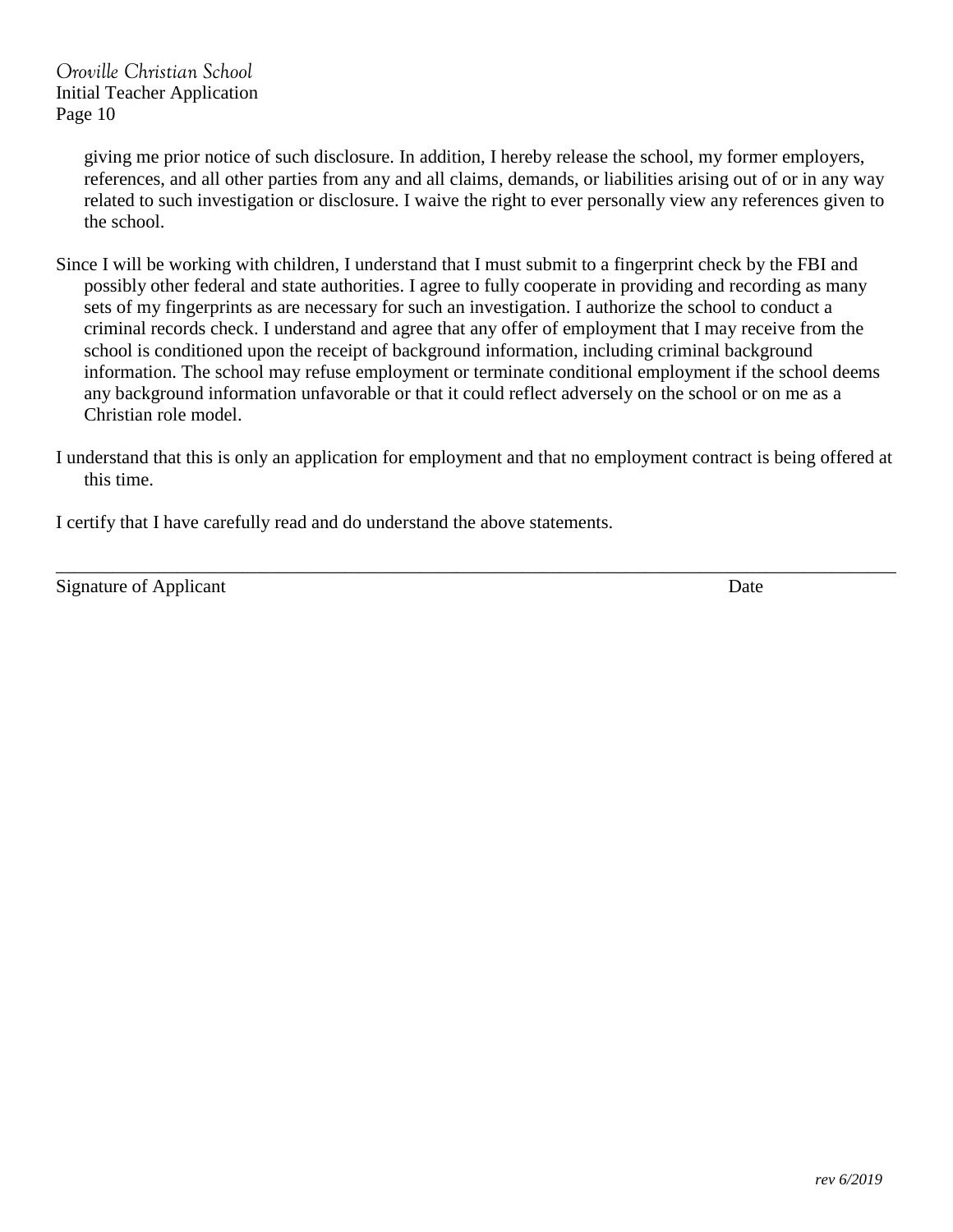giving me prior notice of such disclosure. In addition, I hereby release the school, my former employers, references, and all other parties from any and all claims, demands, or liabilities arising out of or in any way related to such investigation or disclosure. I waive the right to ever personally view any references given to the school.

Since I will be working with children, I understand that I must submit to a fingerprint check by the FBI and possibly other federal and state authorities. I agree to fully cooperate in providing and recording as many sets of my fingerprints as are necessary for such an investigation. I authorize the school to conduct a criminal records check. I understand and agree that any offer of employment that I may receive from the school is conditioned upon the receipt of background information, including criminal background information. The school may refuse employment or terminate conditional employment if the school deems any background information unfavorable or that it could reflect adversely on the school or on me as a Christian role model.

I understand that this is only an application for employment and that no employment contract is being offered at this time.

I certify that I have carefully read and do understand the above statements.

\_\_\_\_\_\_\_\_\_\_\_\_\_\_\_\_\_\_\_\_\_\_\_\_\_\_\_\_\_\_\_\_\_\_\_\_\_\_\_\_\_\_\_\_\_\_\_\_\_\_\_\_\_\_\_\_\_\_\_\_\_\_\_\_\_\_\_\_\_\_\_\_\_\_\_\_

Signature of Applicant Date